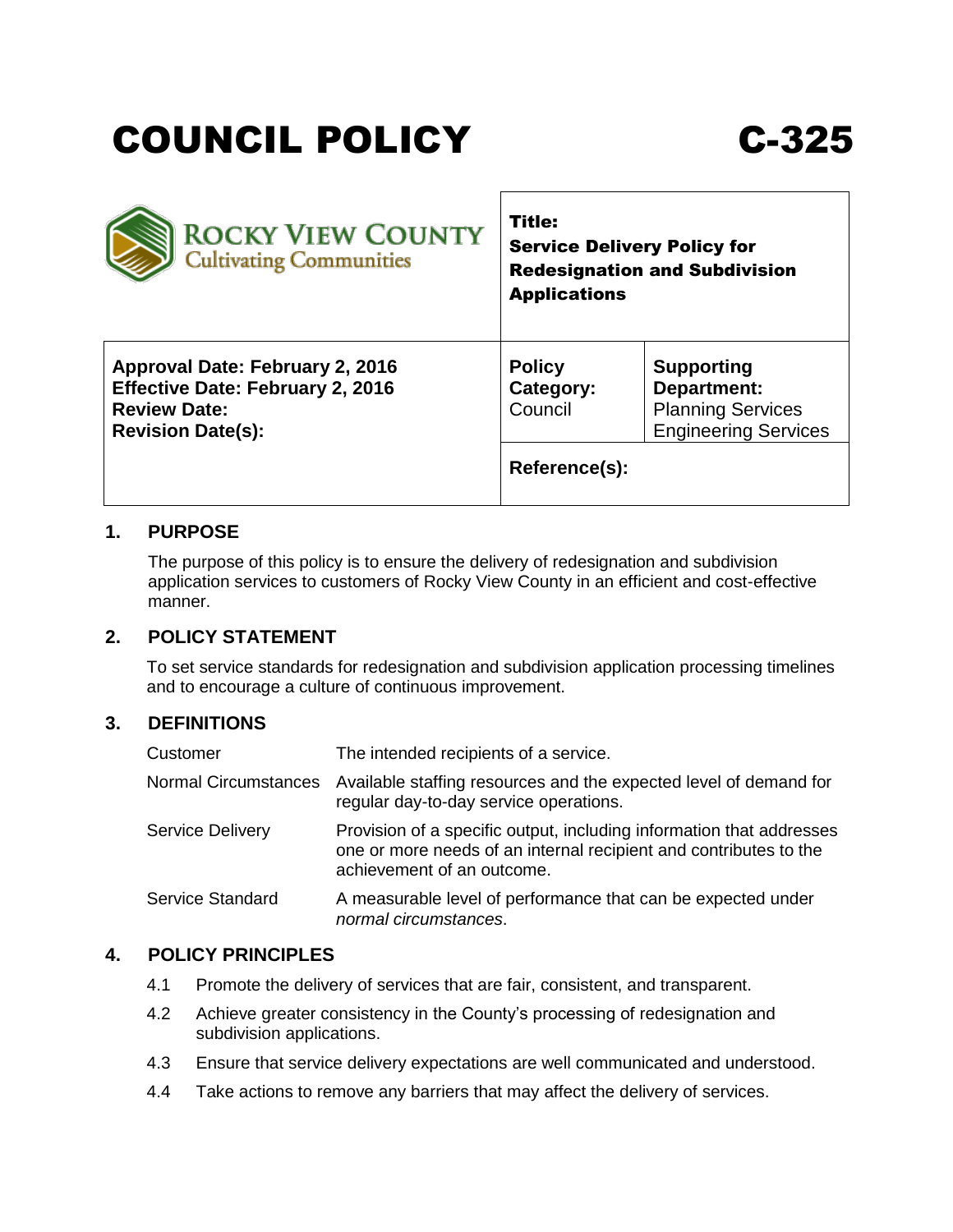# COUNCIL POLICY C-325

| ROCKY VIEW COUNTY Cultivating Communities | **Title: Service Delivery Policy for Redesignation and Subdivision Applications** | |
| --- | --- | --- |
| **Approval Date: February 2, 2016**<br>**Effective Date: February 2, 2016**<br>**Review Date:**<br>**Revision Date(s):** | **Policy Category:** Council | **Supporting Department:** Planning Services Engineering Services |
| | **Reference(s):** | |

## 1. PURPOSE

The purpose of this policy is to ensure the delivery of redesignation and subdivision application services to customers of Rocky View County in an efficient and cost-effective manner.

## 2. POLICY STATEMENT

To set service standards for redesignation and subdivision application processing timelines and to encourage a culture of continuous improvement.

## 3. DEFINITIONS

| | |
| --- | --- |
| Customer | The intended recipients of a service. |
| Normal Circumstances | Available staffing resources and the expected level of demand for regular day-to-day service operations. |
| Service Delivery | Provision of a specific output, including information that addresses one or more needs of an internal recipient and contributes to the achievement of an outcome. |
| Service Standard | A measurable level of performance that can be expected under *normal circumstances*. |

## 4. POLICY PRINCIPLES

4.1 Promote the delivery of services that are fair, consistent, and transparent.

4.2 Achieve greater consistency in the County's processing of redesignation and subdivision applications.

4.3 Ensure that service delivery expectations are well communicated and understood.

4.4 Take actions to remove any barriers that may affect the delivery of services.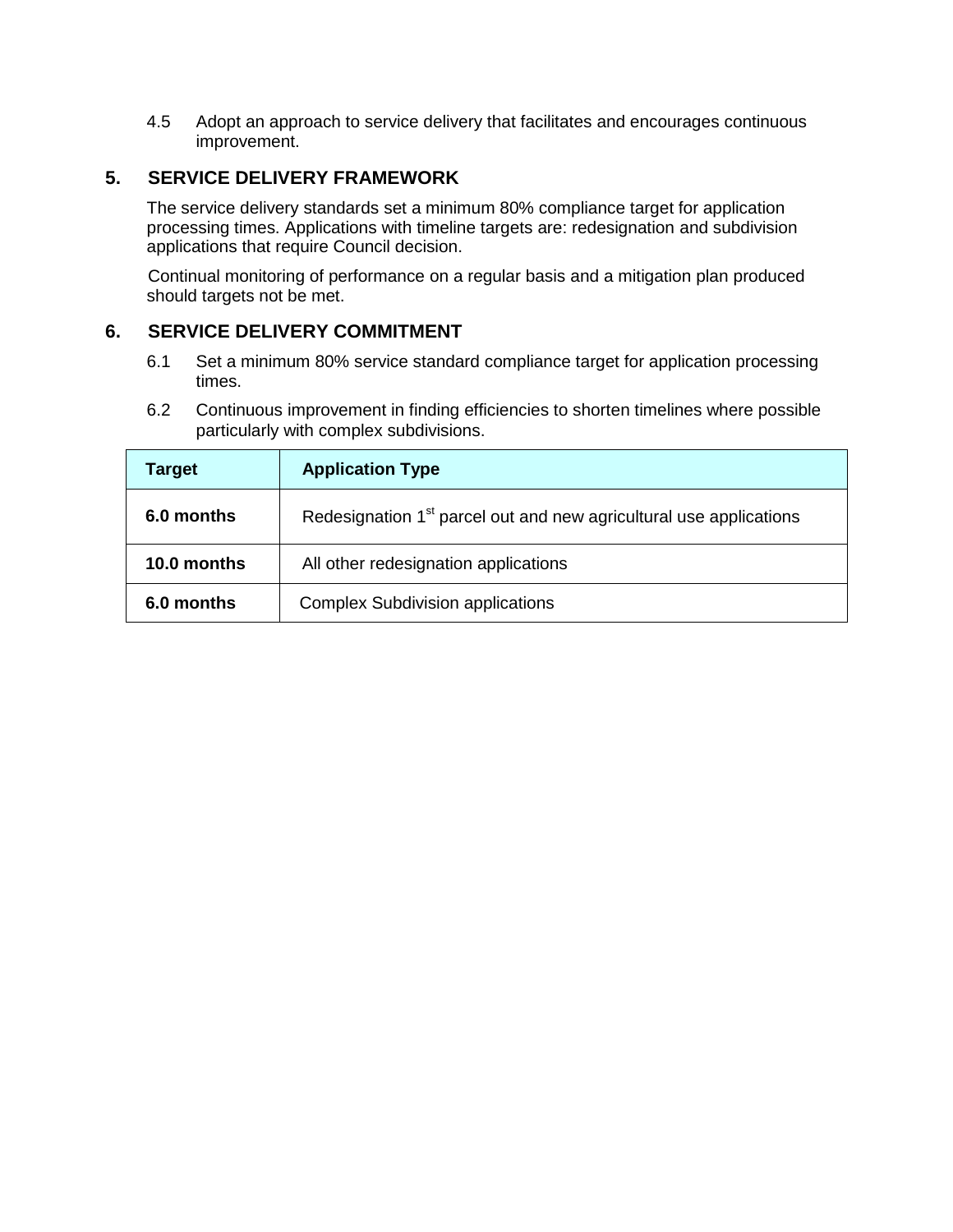4.5 Adopt an approach to service delivery that facilitates and encourages continuous improvement.

## 5. SERVICE DELIVERY FRAMEWORK

The service delivery standards set a minimum 80% compliance target for application processing times. Applications with timeline targets are: redesignation and subdivision applications that require Council decision.

Continual monitoring of performance on a regular basis and a mitigation plan produced should targets not be met.

## 6. SERVICE DELIVERY COMMITMENT

6.1 Set a minimum 80% service standard compliance target for application processing times.

6.2 Continuous improvement in finding efficiencies to shorten timelines where possible particularly with complex subdivisions.

| Target | Application Type |
|---|---|
| **6.0 months** | Redesignation 1st parcel out and new agricultural use applications |
| **10.0 months** | All other redesignation applications |
| **6.0 months** | Complex Subdivision applications |